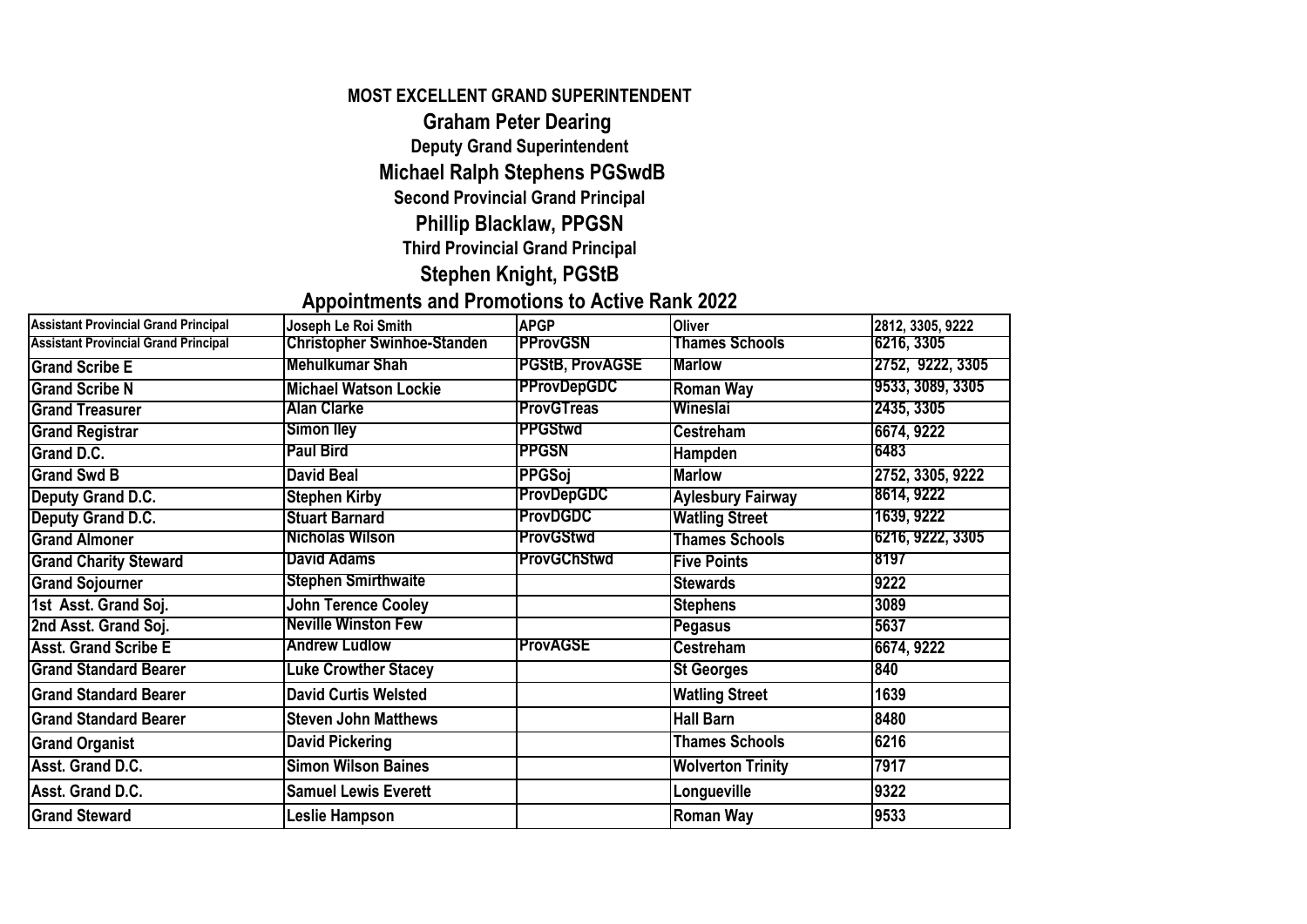**MOST EXCELLENT GRAND SUPERINTENDENT**

## Graham Peter Dearing

**Deputy Grand Superintendent**

## Michael Ralph Stephens PGSwdB

**Second Provincial Grand Principal**

## Phillip Blacklaw, PPGSN

**Third Provincial Grand Principal**

## Stephen Knight, PGStB

## Appointments and Promotions to Active Rank 2022

| | | | | |
|---|---|---|---|---|
| Assistant Provincial Grand Principal | Joseph Le Roi Smith | APGP | Oliver | 2812, 3305, 9222 |
| Assistant Provincial Grand Principal | Christopher Swinhoe-Standen | PProvGSN | Thames Schools | 6216, 3305 |
| Grand Scribe E | Mehulkumar Shah | PGStB, ProvAGSE | Marlow | 2752, 9222, 3305 |
| Grand Scribe N | Michael Watson Lockie | PProvDepGDC | Roman Way | 9533, 3089, 3305 |
| Grand Treasurer | Alan Clarke | ProvGTreas | Wineslai | 2435, 3305 |
| Grand Registrar | Simon Iley | PPGStwd | Cestreham | 6674, 9222 |
| Grand D.C. | Paul Bird | PPGSN | Hampden | 6483 |
| Grand Swd B | David Beal | PPGSoj | Marlow | 2752, 3305, 9222 |
| Deputy Grand D.C. | Stephen Kirby | ProvDepGDC | Aylesbury Fairway | 8614, 9222 |
| Deputy Grand D.C. | Stuart Barnard | ProvDGDC | Watling Street | 1639, 9222 |
| Grand Almoner | Nicholas Wilson | ProvGStwd | Thames Schools | 6216, 9222, 3305 |
| Grand Charity Steward | David Adams | ProvGChStwd | Five Points | 8197 |
| Grand Sojourner | Stephen Smirthwaite | | Stewards | 9222 |
| 1st Asst. Grand Soj. | John Terence Cooley | | Stephens | 3089 |
| 2nd Asst. Grand Soj. | Neville Winston Few | | Pegasus | 5637 |
| Asst. Grand Scribe E | Andrew Ludlow | ProvAGSE | Cestreham | 6674, 9222 |
| Grand Standard Bearer | Luke Crowther Stacey | | St Georges | 840 |
| Grand Standard Bearer | David Curtis Welsted | | Watling Street | 1639 |
| Grand Standard Bearer | Steven John Matthews | | Hall Barn | 8480 |
| Grand Organist | David Pickering | | Thames Schools | 6216 |
| Asst. Grand D.C. | Simon Wilson Baines | | Wolverton Trinity | 7917 |
| Asst. Grand D.C. | Samuel Lewis Everett | | Longueville | 9322 |
| Grand Steward | Leslie Hampson | | Roman Way | 9533 |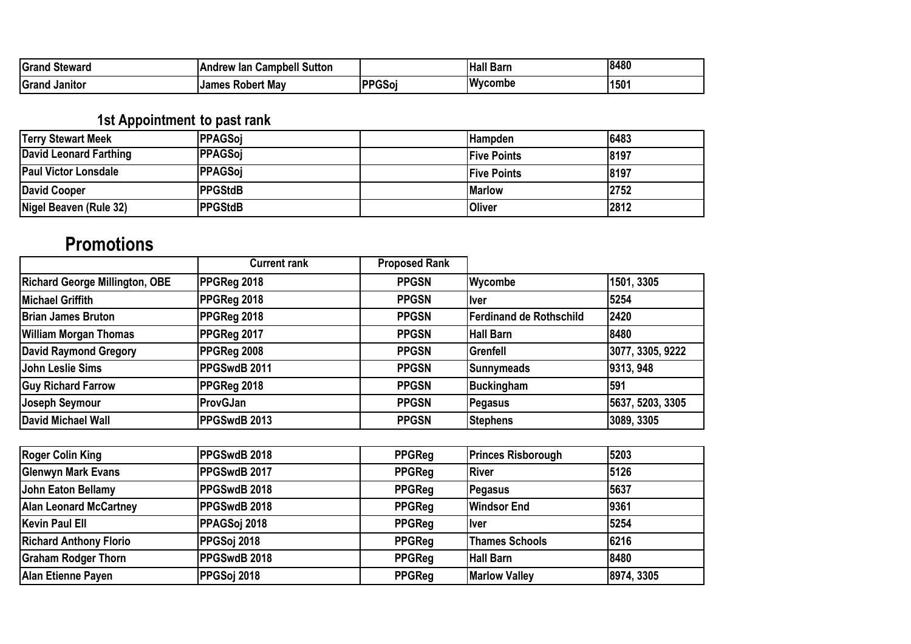| | | | | |
|---|---|---|---|---|
| **Grand Steward** | **Andrew Ian Campbell Sutton** | | **Hall Barn** | **8480** |
| **Grand Janitor** | **James Robert May** | **PPGSoj** | **Wycombe** | **1501** |

## 1st Appointment to past rank

| | | | | |
|---|---|---|---|---|
| **Terry Stewart Meek** | **PPAGSoj** | | **Hampden** | **6483** |
| **David Leonard Farthing** | **PPAGSoj** | | **Five Points** | **8197** |
| **Paul Victor Lonsdale** | **PPAGSoj** | | **Five Points** | **8197** |
| **David Cooper** | **PPGStdB** | | **Marlow** | **2752** |
| **Nigel Beaven (Rule 32)** | **PPGStdB** | | **Oliver** | **2812** |

# Promotions

| | Current rank | Proposed Rank | | |
|---|---|---|---|---|
| **Richard George Millington, OBE** | **PPGReg 2018** | **PPGSN** | **Wycombe** | **1501, 3305** |
| **Michael Griffith** | **PPGReg 2018** | **PPGSN** | **Iver** | **5254** |
| **Brian James Bruton** | **PPGReg 2018** | **PPGSN** | **Ferdinand de Rothschild** | **2420** |
| **William Morgan Thomas** | **PPGReg 2017** | **PPGSN** | **Hall Barn** | **8480** |
| **David Raymond Gregory** | **PPGReg 2008** | **PPGSN** | **Grenfell** | **3077, 3305, 9222** |
| **John Leslie Sims** | **PPGSwdB 2011** | **PPGSN** | **Sunnymeads** | **9313, 948** |
| **Guy Richard Farrow** | **PPGReg 2018** | **PPGSN** | **Buckingham** | **591** |
| **Joseph Seymour** | **ProvGJan** | **PPGSN** | **Pegasus** | **5637, 5203, 3305** |
| **David Michael Wall** | **PPGSwdB 2013** | **PPGSN** | **Stephens** | **3089, 3305** |

| | | | | |
|---|---|---|---|---|
| **Roger Colin King** | **PPGSwdB 2018** | **PPGReg** | **Princes Risborough** | **5203** |
| **Glenwyn Mark Evans** | **PPGSwdB 2017** | **PPGReg** | **River** | **5126** |
| **John Eaton Bellamy** | **PPGSwdB 2018** | **PPGReg** | **Pegasus** | **5637** |
| **Alan Leonard McCartney** | **PPGSwdB 2018** | **PPGReg** | **Windsor End** | **9361** |
| **Kevin Paul Ell** | **PPAGSoj 2018** | **PPGReg** | **Iver** | **5254** |
| **Richard Anthony Florio** | **PPGSoj 2018** | **PPGReg** | **Thames Schools** | **6216** |
| **Graham Rodger Thorn** | **PPGSwdB 2018** | **PPGReg** | **Hall Barn** | **8480** |
| **Alan Etienne Payen** | **PPGSoj 2018** | **PPGReg** | **Marlow Valley** | **8974, 3305** |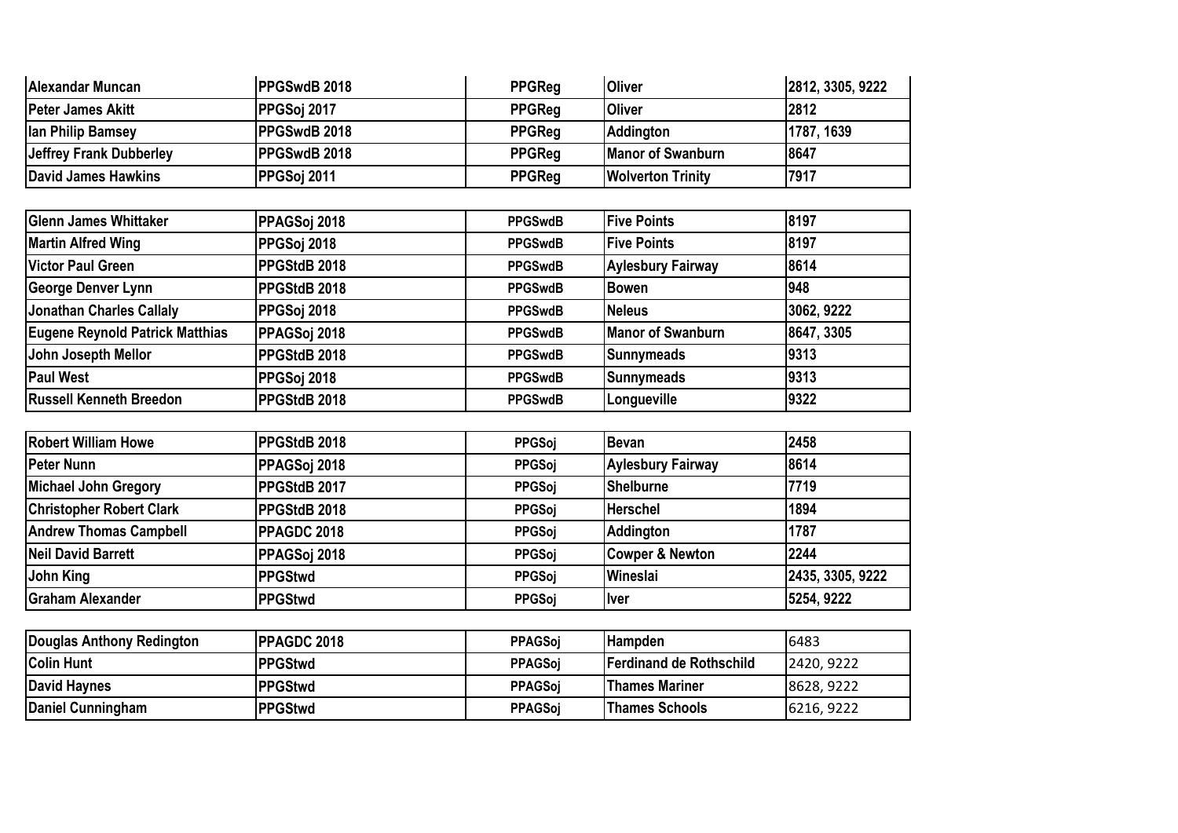| | | | | |
|---|---|---|---|---|
| **Alexandar Muncan** | **PPGSwdB 2018** | **PPGReg** | **Oliver** | **2812, 3305, 9222** |
| **Peter James Akitt** | **PPGSoj 2017** | **PPGReg** | **Oliver** | **2812** |
| **Ian Philip Bamsey** | **PPGSwdB 2018** | **PPGReg** | **Addington** | **1787, 1639** |
| **Jeffrey Frank Dubberley** | **PPGSwdB 2018** | **PPGReg** | **Manor of Swanburn** | **8647** |
| **David James Hawkins** | **PPGSoj 2011** | **PPGReg** | **Wolverton Trinity** | **7917** |

| | | | | |
|---|---|---|---|---|
| **Glenn James Whittaker** | **PPAGSoj 2018** | **PPGSwdB** | **Five Points** | **8197** |
| **Martin Alfred Wing** | **PPGSoj 2018** | **PPGSwdB** | **Five Points** | **8197** |
| **Victor Paul Green** | **PPGStdB 2018** | **PPGSwdB** | **Aylesbury Fairway** | **8614** |
| **George Denver Lynn** | **PPGStdB 2018** | **PPGSwdB** | **Bowen** | **948** |
| **Jonathan Charles Callaly** | **PPGSoj 2018** | **PPGSwdB** | **Neleus** | **3062, 9222** |
| **Eugene Reynold Patrick Matthias** | **PPAGSoj 2018** | **PPGSwdB** | **Manor of Swanburn** | **8647, 3305** |
| **John Josepth Mellor** | **PPGStdB 2018** | **PPGSwdB** | **Sunnymeads** | **9313** |
| **Paul West** | **PPGSoj 2018** | **PPGSwdB** | **Sunnymeads** | **9313** |
| **Russell Kenneth Breedon** | **PPGStdB 2018** | **PPGSwdB** | **Longueville** | **9322** |

| | | | | |
|---|---|---|---|---|
| **Robert William Howe** | **PPGStdB 2018** | **PPGSoj** | **Bevan** | **2458** |
| **Peter Nunn** | **PPAGSoj 2018** | **PPGSoj** | **Aylesbury Fairway** | **8614** |
| **Michael John Gregory** | **PPGStdB 2017** | **PPGSoj** | **Shelburne** | **7719** |
| **Christopher Robert Clark** | **PPGStdB 2018** | **PPGSoj** | **Herschel** | **1894** |
| **Andrew Thomas Campbell** | **PPAGDC 2018** | **PPGSoj** | **Addington** | **1787** |
| **Neil David Barrett** | **PPAGSoj 2018** | **PPGSoj** | **Cowper & Newton** | **2244** |
| **John King** | **PPGStwd** | **PPGSoj** | **Wineslai** | **2435, 3305, 9222** |
| **Graham Alexander** | **PPGStwd** | **PPGSoj** | **Iver** | **5254, 9222** |

| | | | | |
|---|---|---|---|---|
| **Douglas Anthony Redington** | **PPAGDC 2018** | **PPAGSoj** | **Hampden** | 6483 |
| **Colin Hunt** | **PPGStwd** | **PPAGSoj** | **Ferdinand de Rothschild** | 2420, 9222 |
| **David Haynes** | **PPGStwd** | **PPAGSoj** | **Thames Mariner** | 8628, 9222 |
| **Daniel Cunningham** | **PPGStwd** | **PPAGSoj** | **Thames Schools** | 6216, 9222 |